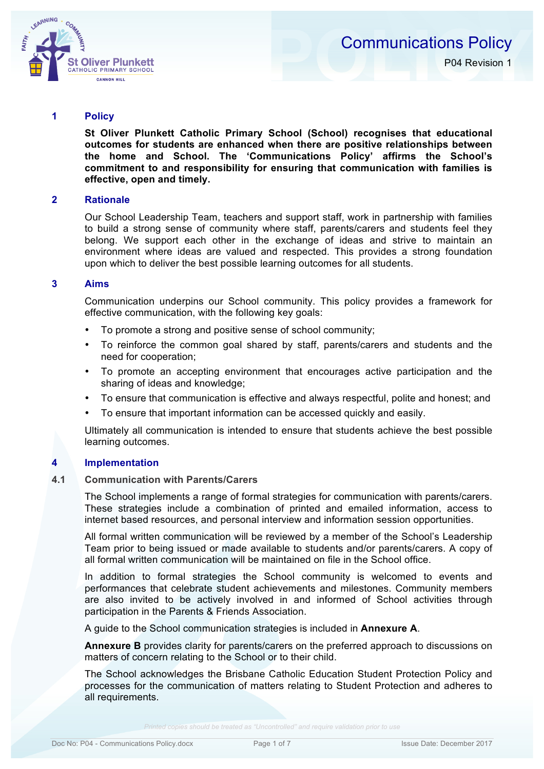# Communications Policy

P04 Revision 1

## 1 Policy

**St Oliver Plunkett Catholic Primary School (School) recognises that educational outcomes for students are enhanced when there are positive relationships between the home and School. The 'Communications Policy' affirms the School's commitment to and responsibility for ensuring that communication with families is effective, open and timely.**

## 2 Rationale

Our School Leadership Team, teachers and support staff, work in partnership with families to build a strong sense of community where staff, parents/carers and students feel they belong. We support each other in the exchange of ideas and strive to maintain an environment where ideas are valued and respected. This provides a strong foundation upon which to deliver the best possible learning outcomes for all students.

## 3 Aims

Communication underpins our School community. This policy provides a framework for effective communication, with the following key goals:

- To promote a strong and positive sense of school community;
- To reinforce the common goal shared by staff, parents/carers and students and the need for cooperation;
- To promote an accepting environment that encourages active participation and the sharing of ideas and knowledge;
- To ensure that communication is effective and always respectful, polite and honest; and
- To ensure that important information can be accessed quickly and easily.

Ultimately all communication is intended to ensure that students achieve the best possible learning outcomes.

## 4 Implementation

### 4.1 Communication with Parents/Carers

The School implements a range of formal strategies for communication with parents/carers. These strategies include a combination of printed and emailed information, access to internet based resources, and personal interview and information session opportunities.

All formal written communication will be reviewed by a member of the School's Leadership Team prior to being issued or made available to students and/or parents/carers. A copy of all formal written communication will be maintained on file in the School office.

In addition to formal strategies the School community is welcomed to events and performances that celebrate student achievements and milestones. Community members are also invited to be actively involved in and informed of School activities through participation in the Parents & Friends Association.

A guide to the School communication strategies is included in **Annexure A**.

**Annexure B** provides clarity for parents/carers on the preferred approach to discussions on matters of concern relating to the School or to their child.

The School acknowledges the Brisbane Catholic Education Student Protection Policy and processes for the communication of matters relating to Student Protection and adheres to all requirements.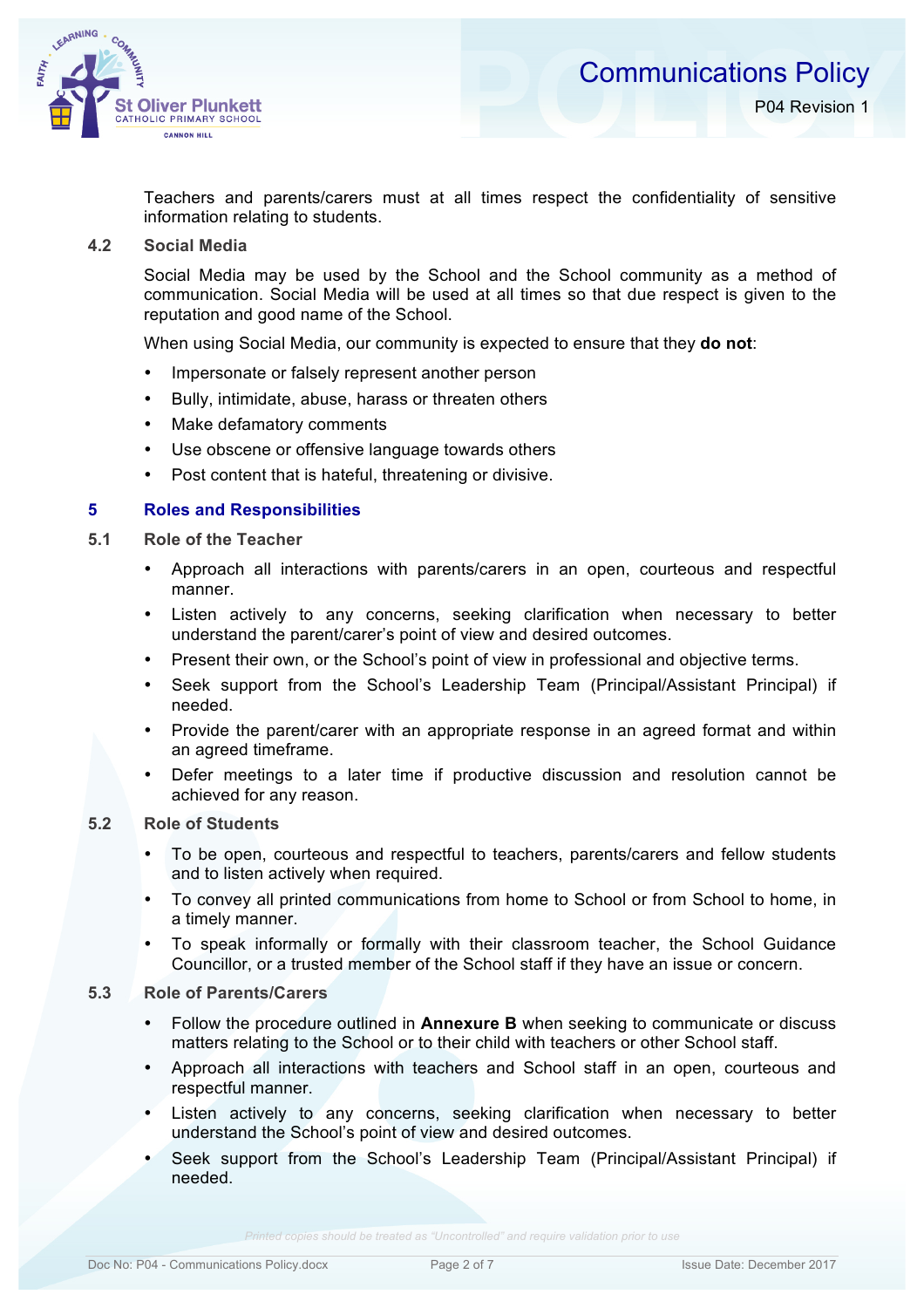Teachers and parents/carers must at all times respect the confidentiality of sensitive information relating to students.

### 4.2 Social Media

Social Media may be used by the School and the School community as a method of communication. Social Media will be used at all times so that due respect is given to the reputation and good name of the School.

When using Social Media, our community is expected to ensure that they **do not**:

- Impersonate or falsely represent another person
- Bully, intimidate, abuse, harass or threaten others
- Make defamatory comments
- Use obscene or offensive language towards others
- Post content that is hateful, threatening or divisive.

## 5 Roles and Responsibilities

### 5.1 Role of the Teacher

- Approach all interactions with parents/carers in an open, courteous and respectful manner.
- Listen actively to any concerns, seeking clarification when necessary to better understand the parent/carer's point of view and desired outcomes.
- Present their own, or the School's point of view in professional and objective terms.
- Seek support from the School's Leadership Team (Principal/Assistant Principal) if needed.
- Provide the parent/carer with an appropriate response in an agreed format and within an agreed timeframe.
- Defer meetings to a later time if productive discussion and resolution cannot be achieved for any reason.

### 5.2 Role of Students

- To be open, courteous and respectful to teachers, parents/carers and fellow students and to listen actively when required.
- To convey all printed communications from home to School or from School to home, in a timely manner.
- To speak informally or formally with their classroom teacher, the School Guidance Councillor, or a trusted member of the School staff if they have an issue or concern.

### 5.3 Role of Parents/Carers

- Follow the procedure outlined in **Annexure B** when seeking to communicate or discuss matters relating to the School or to their child with teachers or other School staff.
- Approach all interactions with teachers and School staff in an open, courteous and respectful manner.
- Listen actively to any concerns, seeking clarification when necessary to better understand the School's point of view and desired outcomes.
- Seek support from the School's Leadership Team (Principal/Assistant Principal) if needed.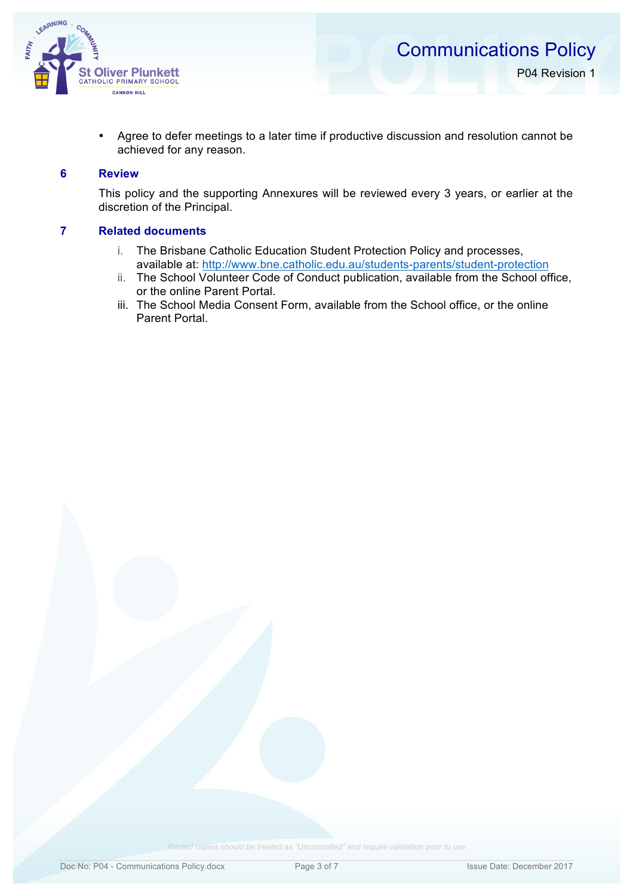- Agree to defer meetings to a later time if productive discussion and resolution cannot be achieved for any reason.

## 6 Review

This policy and the supporting Annexures will be reviewed every 3 years, or earlier at the discretion of the Principal.

## 7 Related documents

i. The Brisbane Catholic Education Student Protection Policy and processes, available at: http://www.bne.catholic.edu.au/students-parents/student-protection
ii. The School Volunteer Code of Conduct publication, available from the School office, or the online Parent Portal.
iii. The School Media Consent Form, available from the School office, or the online Parent Portal.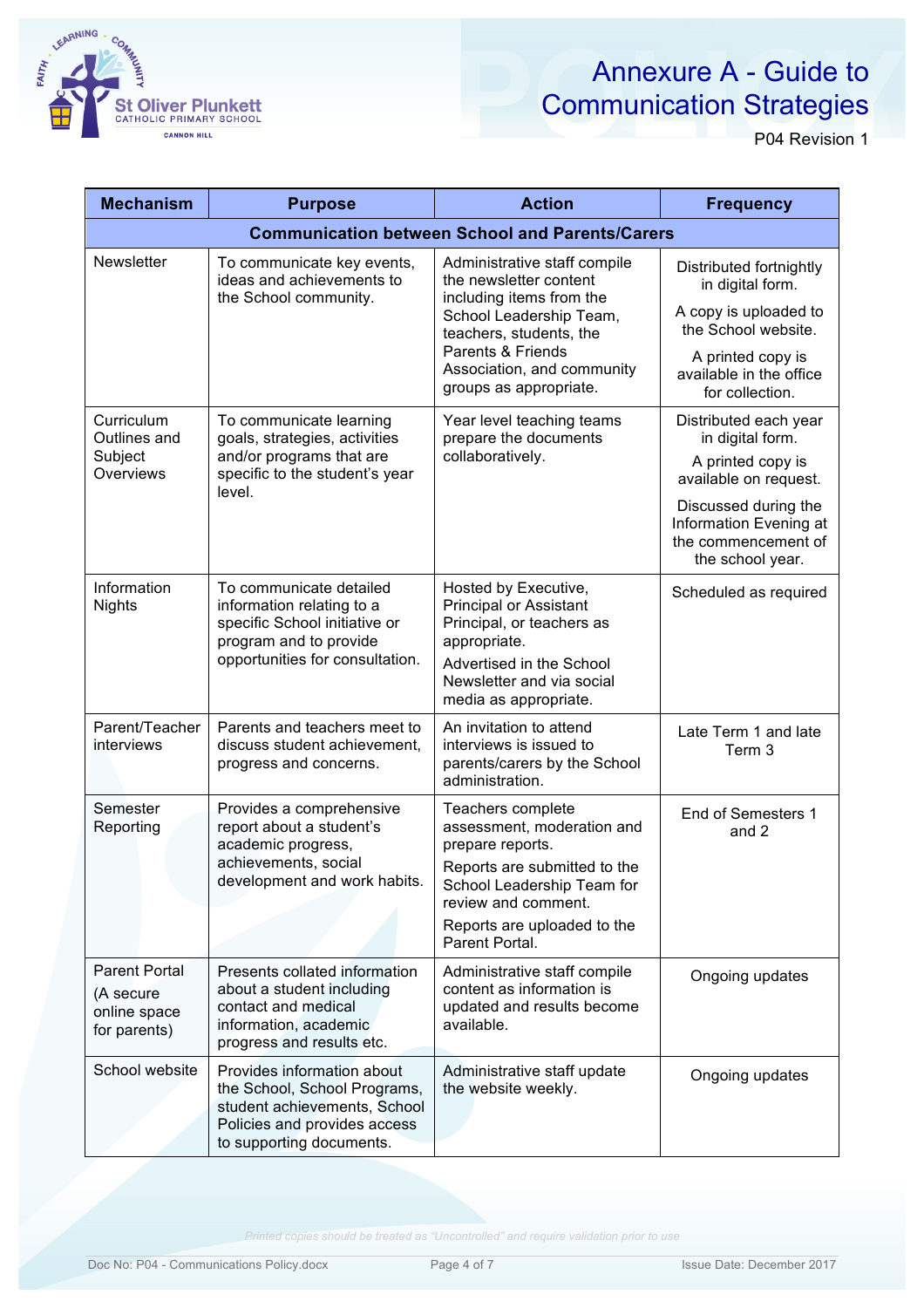# Annexure A - Guide to Communication Strategies

P04 Revision 1

| Mechanism | Purpose | Action | Frequency |
|---|---|---|---|
| **Communication between School and Parents/Carers** | | | |
| Newsletter | To communicate key events, ideas and achievements to the School community. | Administrative staff compile the newsletter content including items from the School Leadership Team, teachers, students, the Parents & Friends Association, and community groups as appropriate. | Distributed fortnightly in digital form. A copy is uploaded to the School website. A printed copy is available in the office for collection. |
| Curriculum Outlines and Subject Overviews | To communicate learning goals, strategies, activities and/or programs that are specific to the student's year level. | Year level teaching teams prepare the documents collaboratively. | Distributed each year in digital form. A printed copy is available on request. Discussed during the Information Evening at the commencement of the school year. |
| Information Nights | To communicate detailed information relating to a specific School initiative or program and to provide opportunities for consultation. | Hosted by Executive, Principal or Assistant Principal, or teachers as appropriate. Advertised in the School Newsletter and via social media as appropriate. | Scheduled as required |
| Parent/Teacher interviews | Parents and teachers meet to discuss student achievement, progress and concerns. | An invitation to attend interviews is issued to parents/carers by the School administration. | Late Term 1 and late Term 3 |
| Semester Reporting | Provides a comprehensive report about a student's academic progress, achievements, social development and work habits. | Teachers complete assessment, moderation and prepare reports. Reports are submitted to the School Leadership Team for review and comment. Reports are uploaded to the Parent Portal. | End of Semesters 1 and 2 |
| Parent Portal (A secure online space for parents) | Presents collated information about a student including contact and medical information, academic progress and results etc. | Administrative staff compile content as information is updated and results become available. | Ongoing updates |
| School website | Provides information about the School, School Programs, student achievements, School Policies and provides access to supporting documents. | Administrative staff update the website weekly. | Ongoing updates |

*Printed copies should be treated as "Uncontrolled" and require validation prior to use*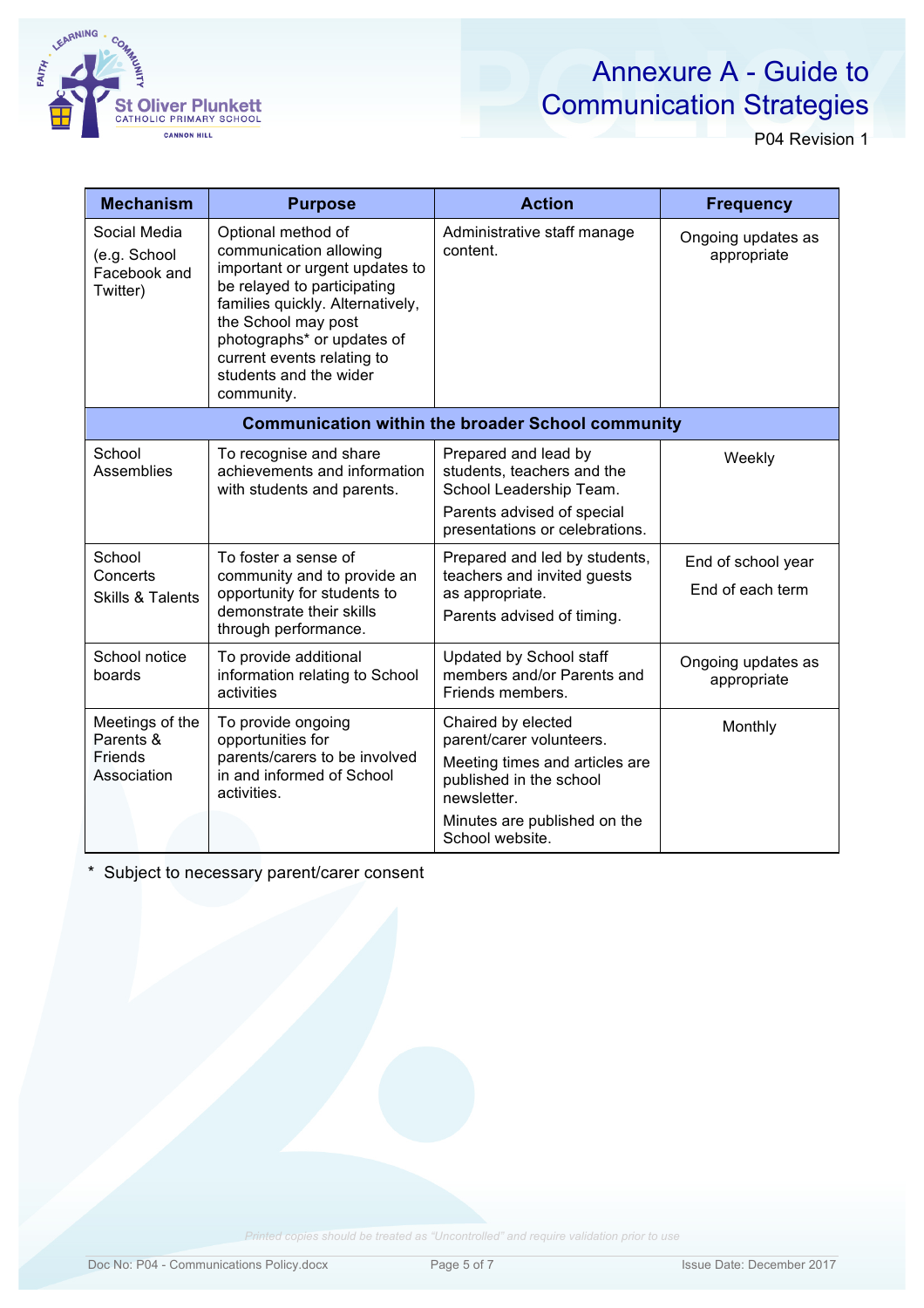# Annexure A - Guide to Communication Strategies

P04 Revision 1

| Mechanism | Purpose | Action | Frequency |
|---|---|---|---|
| Social Media (e.g. School Facebook and Twitter) | Optional method of communication allowing important or urgent updates to be relayed to participating families quickly. Alternatively, the School may post photographs* or updates of current events relating to students and the wider community. | Administrative staff manage content. | Ongoing updates as appropriate |
| **Communication within the broader School community** | | | |
| School Assemblies | To recognise and share achievements and information with students and parents. | Prepared and lead by students, teachers and the School Leadership Team. Parents advised of special presentations or celebrations. | Weekly |
| School Concerts Skills & Talents | To foster a sense of community and to provide an opportunity for students to demonstrate their skills through performance. | Prepared and led by students, teachers and invited guests as appropriate. Parents advised of timing. | End of school year End of each term |
| School notice boards | To provide additional information relating to School activities | Updated by School staff members and/or Parents and Friends members. | Ongoing updates as appropriate |
| Meetings of the Parents & Friends Association | To provide ongoing opportunities for parents/carers to be involved in and informed of School activities. | Chaired by elected parent/carer volunteers. Meeting times and articles are published in the school newsletter. Minutes are published on the School website. | Monthly |

\* Subject to necessary parent/carer consent

*Printed copies should be treated as "Uncontrolled" and require validation prior to use*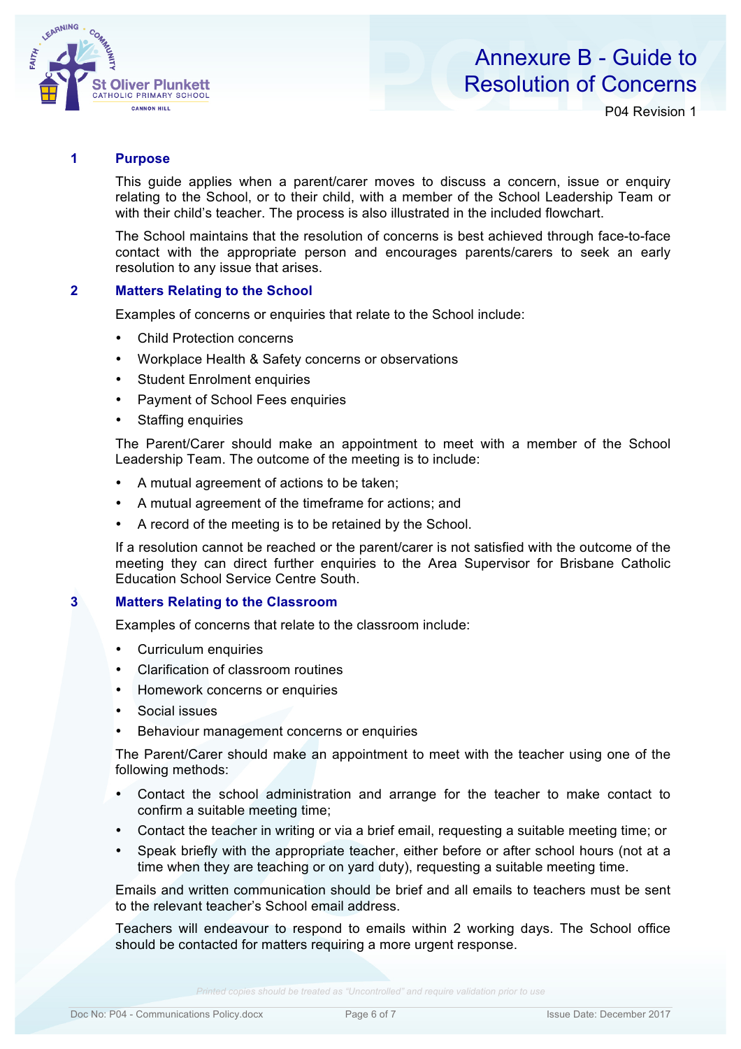# Annexure B - Guide to Resolution of Concerns

P04 Revision 1

## 1 Purpose

This guide applies when a parent/carer moves to discuss a concern, issue or enquiry relating to the School, or to their child, with a member of the School Leadership Team or with their child's teacher. The process is also illustrated in the included flowchart.

The School maintains that the resolution of concerns is best achieved through face-to-face contact with the appropriate person and encourages parents/carers to seek an early resolution to any issue that arises.

## 2 Matters Relating to the School

Examples of concerns or enquiries that relate to the School include:

- Child Protection concerns
- Workplace Health & Safety concerns or observations
- Student Enrolment enquiries
- Payment of School Fees enquiries
- Staffing enquiries

The Parent/Carer should make an appointment to meet with a member of the School Leadership Team. The outcome of the meeting is to include:

- A mutual agreement of actions to be taken;
- A mutual agreement of the timeframe for actions; and
- A record of the meeting is to be retained by the School.

If a resolution cannot be reached or the parent/carer is not satisfied with the outcome of the meeting they can direct further enquiries to the Area Supervisor for Brisbane Catholic Education School Service Centre South.

## 3 Matters Relating to the Classroom

Examples of concerns that relate to the classroom include:

- Curriculum enquiries
- Clarification of classroom routines
- Homework concerns or enquiries
- Social issues
- Behaviour management concerns or enquiries

The Parent/Carer should make an appointment to meet with the teacher using one of the following methods:

- Contact the school administration and arrange for the teacher to make contact to confirm a suitable meeting time;
- Contact the teacher in writing or via a brief email, requesting a suitable meeting time; or
- Speak briefly with the appropriate teacher, either before or after school hours (not at a time when they are teaching or on yard duty), requesting a suitable meeting time.

Emails and written communication should be brief and all emails to teachers must be sent to the relevant teacher's School email address.

Teachers will endeavour to respond to emails within 2 working days. The School office should be contacted for matters requiring a more urgent response.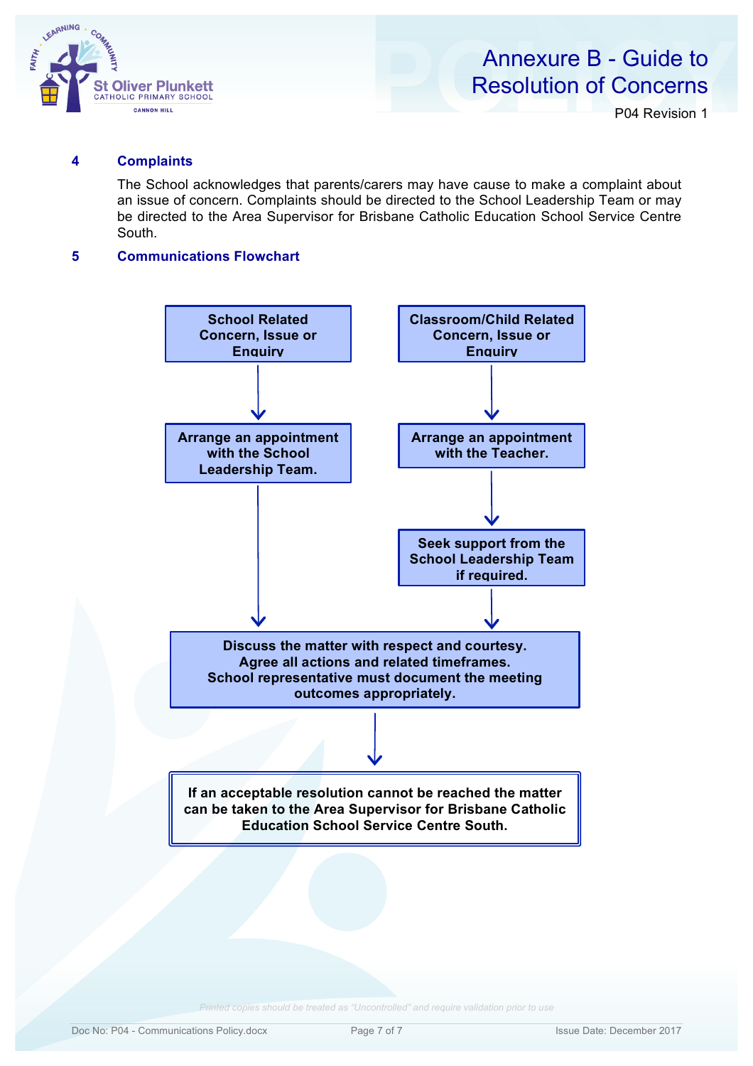## 4 Complaints

The School acknowledges that parents/carers may have cause to make a complaint about an issue of concern. Complaints should be directed to the School Leadership Team or may be directed to the Area Supervisor for Brisbane Catholic Education School Service Centre South.

## 5 Communications Flowchart

**School Related Concern, Issue or Enquiry**

**Classroom/Child Related Concern, Issue or Enquiry**

**Arrange an appointment with the School Leadership Team.**

**Arrange an appointment with the Teacher.**

**Seek support from the School Leadership Team if required.**

**Discuss the matter with respect and courtesy. Agree all actions and related timeframes. School representative must document the meeting outcomes appropriately.**

**If an acceptable resolution cannot be reached the matter can be taken to the Area Supervisor for Brisbane Catholic Education School Service Centre South.**